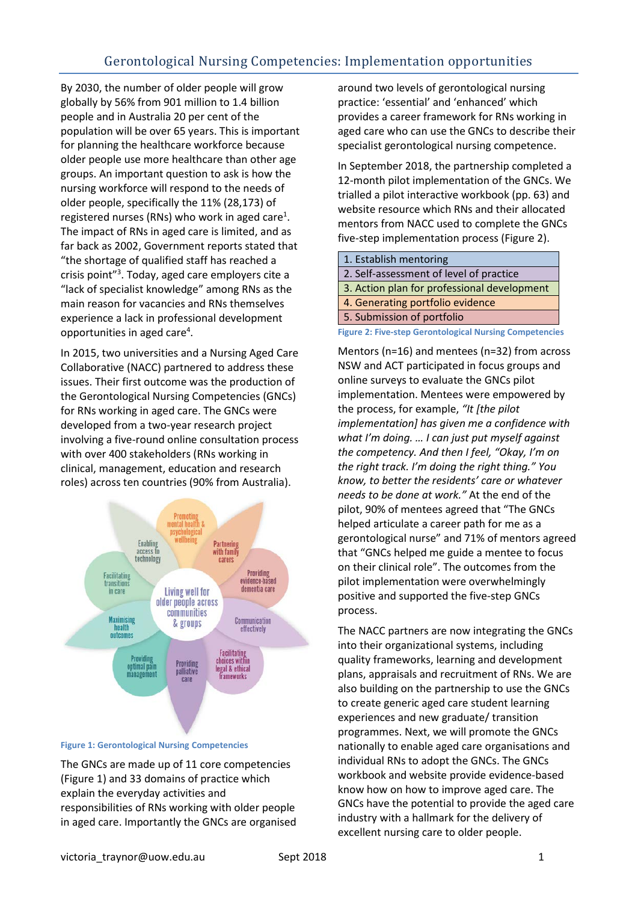# Gerontological Nursing Competencies: Implementation opportunities

By 2030, the number of older people will grow globally by 56% from 901 million to 1.4 billion people and in Australia 20 per cent of the population will be over 65 years. This is important for planning the healthcare workforce because older people use more healthcare than other age groups. An important question to ask is how the nursing workforce will respond to the needs of older people, specifically the 11% (28,173) of registered nurses (RNs) who work in aged care[1]. The impact of RNs in aged care is limited, and as far back as 2002, Government reports stated that "the shortage of qualified staff has reached a crisis point"[3]. Today, aged care employers cite a "lack of specialist knowledge" among RNs as the main reason for vacancies and RNs themselves experience a lack in professional development opportunities in aged care[4].

In 2015, two universities and a Nursing Aged Care Collaborative (NACC) partnered to address these issues. Their first outcome was the production of the Gerontological Nursing Competencies (GNCs) for RNs working in aged care. The GNCs were developed from a two-year research project involving a five-round online consultation process with over 400 stakeholders (RNs working in clinical, management, education and research roles) across ten countries (90% from Australia).

Figure 1: Gerontological Nursing Competencies

The GNCs are made up of 11 core competencies (Figure 1) and 33 domains of practice which explain the everyday activities and responsibilities of RNs working with older people in aged care. Importantly the GNCs are organised around two levels of gerontological nursing practice: 'essential' and 'enhanced' which provides a career framework for RNs working in aged care who can use the GNCs to describe their specialist gerontological nursing competence.

In September 2018, the partnership completed a 12-month pilot implementation of the GNCs. We trialled a pilot interactive workbook (pp. 63) and website resource which RNs and their allocated mentors from NACC used to complete the GNCs five-step implementation process (Figure 2).

| |
|---|
| 1. Establish mentoring |
| 2. Self-assessment of level of practice |
| 3. Action plan for professional development |
| 4. Generating portfolio evidence |
| 5. Submission of portfolio |

Figure 2: Five-step Gerontological Nursing Competencies

Mentors (n=16) and mentees (n=32) from across NSW and ACT participated in focus groups and online surveys to evaluate the GNCs pilot implementation. Mentees were empowered by the process, for example, *"It [the pilot implementation] has given me a confidence with what I'm doing. … I can just put myself against the competency. And then I feel, "Okay, I'm on the right track. I'm doing the right thing." You know, to better the residents' care or whatever needs to be done at work."* At the end of the pilot, 90% of mentees agreed that "The GNCs helped articulate a career path for me as a gerontological nurse" and 71% of mentors agreed that "GNCs helped me guide a mentee to focus on their clinical role". The outcomes from the pilot implementation were overwhelmingly positive and supported the five-step GNCs process.

The NACC partners are now integrating the GNCs into their organizational systems, including quality frameworks, learning and development plans, appraisals and recruitment of RNs. We are also building on the partnership to use the GNCs to create generic aged care student learning experiences and new graduate/ transition programmes. Next, we will promote the GNCs nationally to enable aged care organisations and individual RNs to adopt the GNCs. The GNCs workbook and website provide evidence-based know how on how to improve aged care. The GNCs have the potential to provide the aged care industry with a hallmark for the delivery of excellent nursing care to older people.

victoria_traynor@uow.edu.au Sept 2018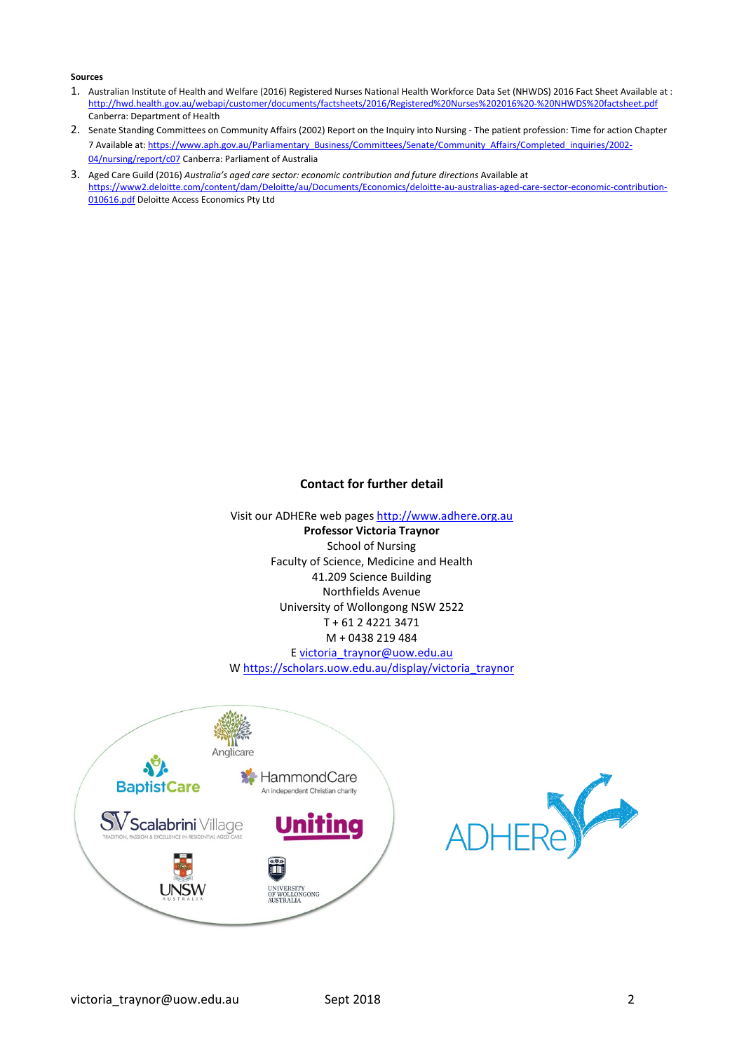**Sources**

1. Australian Institute of Health and Welfare (2016) Registered Nurses National Health Workforce Data Set (NHWDS) 2016 Fact Sheet Available at : http://hwd.health.gov.au/webapi/customer/documents/factsheets/2016/Registered%20Nurses%202016%20-%20NHWDS%20factsheet.pdf Canberra: Department of Health
2. Senate Standing Committees on Community Affairs (2002) Report on the Inquiry into Nursing - The patient profession: Time for action Chapter 7 Available at: https://www.aph.gov.au/Parliamentary_Business/Committees/Senate/Community_Affairs/Completed_inquiries/2002-04/nursing/report/c07 Canberra: Parliament of Australia
3. Aged Care Guild (2016) *Australia's aged care sector: economic contribution and future directions* Available at https://www2.deloitte.com/content/dam/Deloitte/au/Documents/Economics/deloitte-au-australias-aged-care-sector-economic-contribution-010616.pdf Deloitte Access Economics Pty Ltd

**Contact for further detail**

Visit our ADHERe web pages http://www.adhere.org.au
**Professor Victoria Traynor**
School of Nursing
Faculty of Science, Medicine and Health
41.209 Science Building
Northfields Avenue
University of Wollongong NSW 2522
T + 61 2 4221 3471
M + 0438 219 484
E victoria_traynor@uow.edu.au
W https://scholars.uow.edu.au/display/victoria_traynor

Anglicare
BaptistCare
HammondCare
An independent Christian charity
Scalabrini Village
TRADITION, PASSION & EXCELLENCE IN RESIDENTIAL AGED CARE
Uniting
UNSW AUSTRALIA
UNIVERSITY OF WOLLONGONG AUSTRALIA

ADHERe

victoria_traynor@uow.edu.au Sept 2018